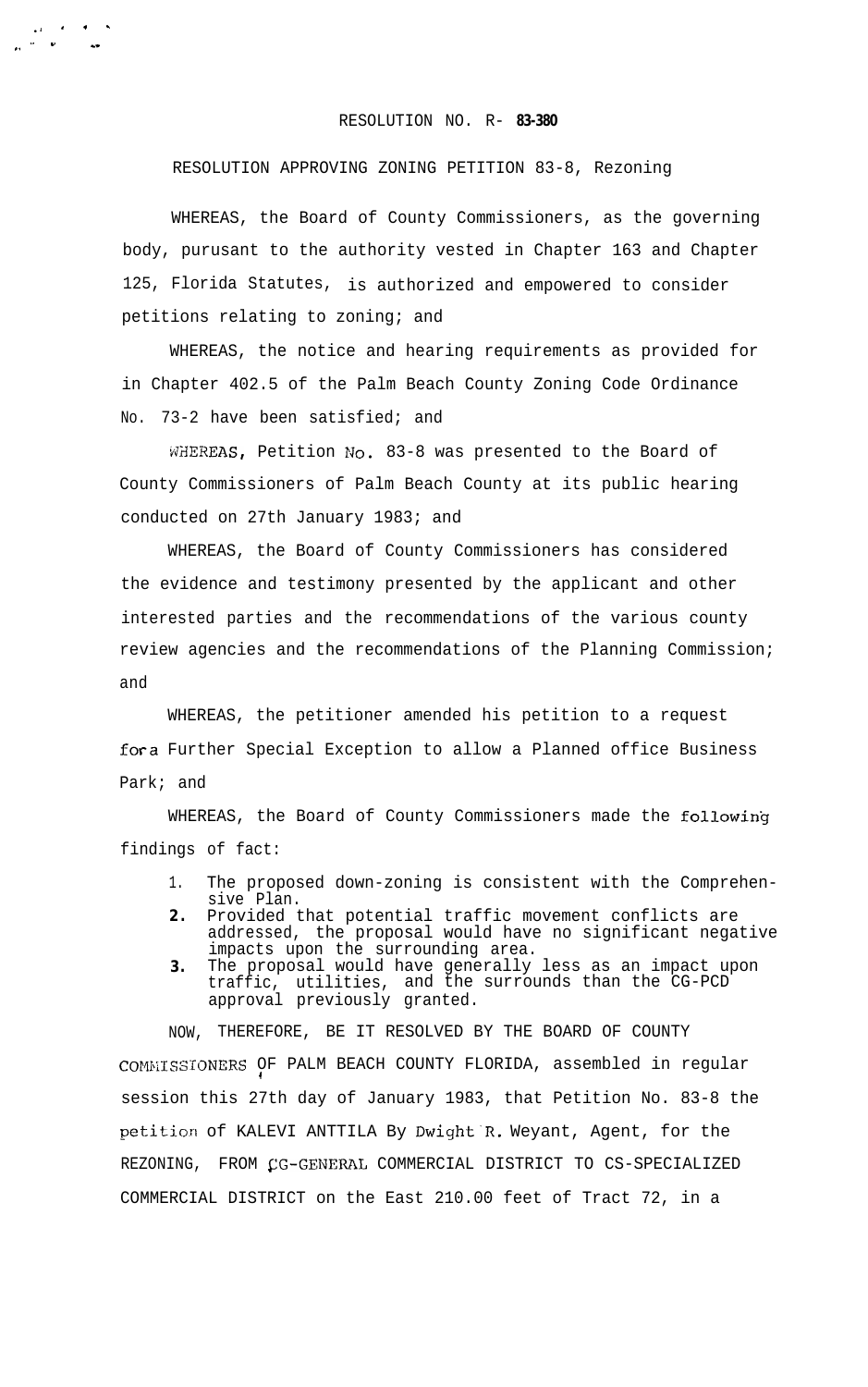RESOLUTION NO. R- **83-380**

RESOLUTION APPROVING ZONING PETITION 83-8, Rezoning

WHEREAS, the Board of County Commissioners, as the governing body, purusant to the authority vested in Chapter 163 and Chapter 125, Florida Statutes, is authorized and empowered to consider petitions relating to zoning; and

WHEREAS, the notice and hearing requirements as provided for in Chapter 402.5 of the Palm Beach County Zoning Code Ordinance No. 73-2 have been satisfied; and

WHEREAS, Petition No. 83-8 was presented to the Board of County Commissioners of Palm Beach County at its public hearing conducted on 27th January 1983; and

WHEREAS, the Board of County Commissioners has considered the evidence and testimony presented by the applicant and other interested parties and the recommendations of the various county review agencies and the recommendations of the Planning Commission; and

WHEREAS, the petitioner amended his petition to a request for a Further Special Exception to allow a Planned office Business Park; and

WHEREAS, the Board of County Commissioners made the following findings of fact:

1. The proposed down-zoning is consistent with the Comprehensive Plan.
2. Provided that potential traffic movement conflicts are addressed, the proposal would have no significant negative impacts upon the surrounding area.
3. The proposal would have generally less as an impact upon traffic, utilities, and the surrounds than the CG-PCD approval previously granted.

NOW, THEREFORE, BE IT RESOLVED BY THE BOARD OF COUNTY COMMISSIONERS OF PALM BEACH COUNTY FLORIDA, assembled in regular session this 27th day of January 1983, that Petition No. 83-8 the petition of KALEVI ANTTILA By Dwight R. Weyant, Agent, for the REZONING, FROM CG-GENERAL COMMERCIAL DISTRICT TO CS-SPECIALIZED COMMERCIAL DISTRICT on the East 210.00 feet of Tract 72, in a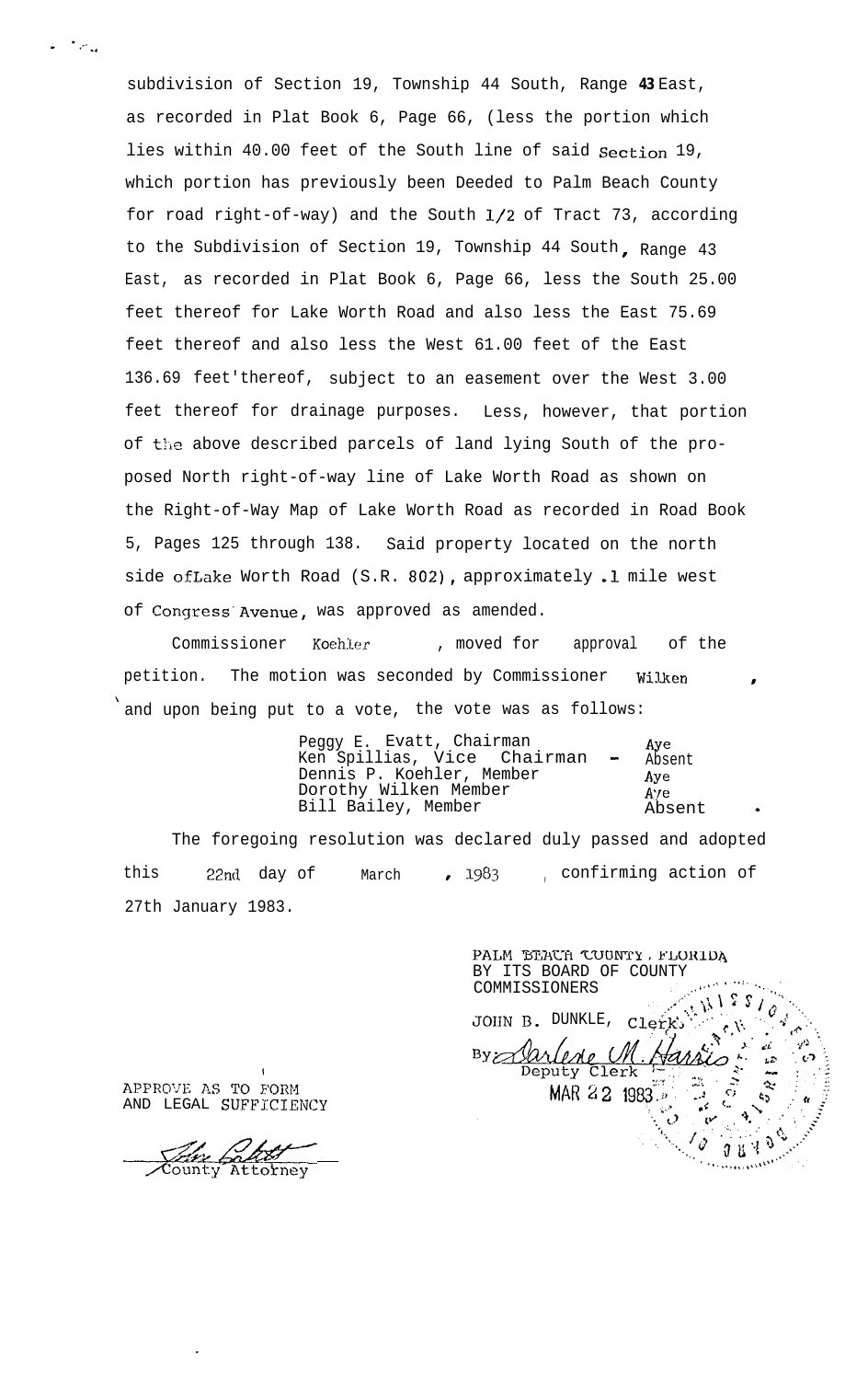subdivision of Section 19, Township 44 South, Range 43 East, as recorded in Plat Book 6, Page 66, (less the portion which lies within 40.00 feet of the South line of said Section 19, which portion has previously been Deeded to Palm Beach County for road right-of-way) and the South 1/2 of Tract 73, according to the Subdivision of Section 19, Township 44 South, Range 43 East, as recorded in Plat Book 6, Page 66, less the South 25.00 feet thereof for Lake Worth Road and also less the East 75.69 feet thereof and also less the West 61.00 feet of the East 136.69 feet thereof, subject to an easement over the West 3.00 feet thereof for drainage purposes. Less, however, that portion of the above described parcels of land lying South of the proposed North right-of-way line of Lake Worth Road as shown on the Right-of-Way Map of Lake Worth Road as recorded in Road Book 5, Pages 125 through 138. Said property located on the north side of Lake Worth Road (S.R. 802), approximately .1 mile west of Congress Avenue, was approved as amended.

Commissioner Koehler, moved for approval of the petition. The motion was seconded by Commissioner Wilken, and upon being put to a vote, the vote was as follows:

| | |
|---|---|
| Peggy E. Evatt, Chairman | Aye |
| Ken Spillias, Vice Chairman | Absent |
| Dennis P. Koehler, Member | Aye |
| Dorothy Wilken Member | Aye |
| Bill Bailey, Member | Absent |

The foregoing resolution was declared duly passed and adopted this 22nd day of March, 1983, confirming action of 27th January 1983.

PALM BEACH COUNTY, FLORIDA
BY ITS BOARD OF COUNTY COMMISSIONERS

JOHN B. DUNKLE, Clerk

By: Darlene M. Harris
Deputy Clerk

MAR 22 1983

APPROVE AS TO FORM
AND LEGAL SUFFICIENCY

County Attorney